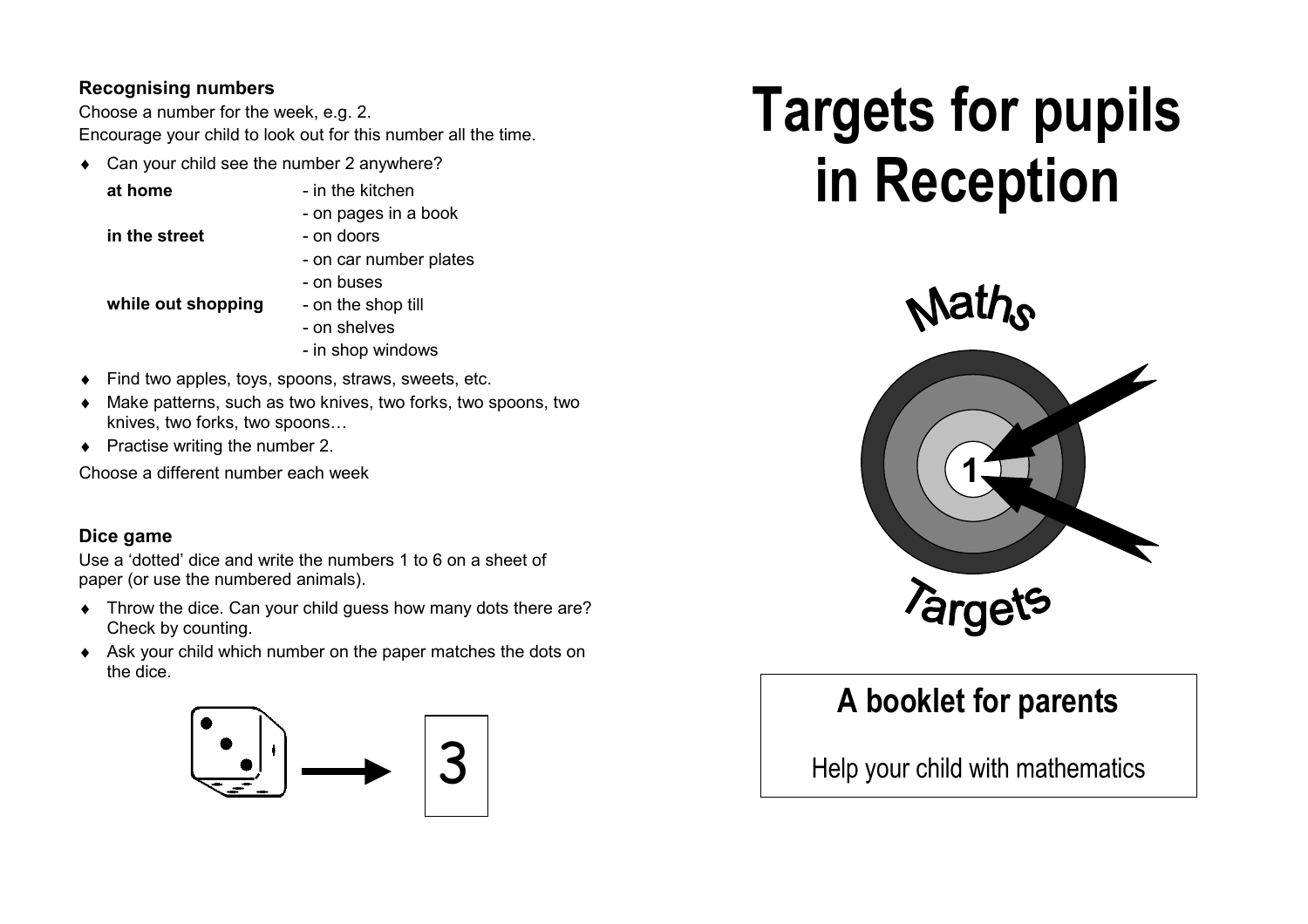### Recognising numbers

Choose a number for the week, e.g. 2.
Encourage your child to look out for this number all the time.

- Can your child see the number 2 anywhere?

| | |
|---|---|
| **at home** | - in the kitchen |
| | - on pages in a book |
| **in the street** | - on doors |
| | - on car number plates |
| | - on buses |
| **while out shopping** | - on the shop till |
| | - on shelves |
| | - in shop windows |

- Find two apples, toys, spoons, straws, sweets, etc.
- Make patterns, such as two knives, two forks, two spoons, two knives, two forks, two spoons…
- Practise writing the number 2.

Choose a different number each week

### Dice game

Use a 'dotted' dice and write the numbers 1 to 6 on a sheet of paper (or use the numbered animals).

- Throw the dice. Can your child guess how many dots there are? Check by counting.
- Ask your child which number on the paper matches the dots on the dice.

3

# Targets for pupils in Reception

Maths

1

Targets

## A booklet for parents

Help your child with mathematics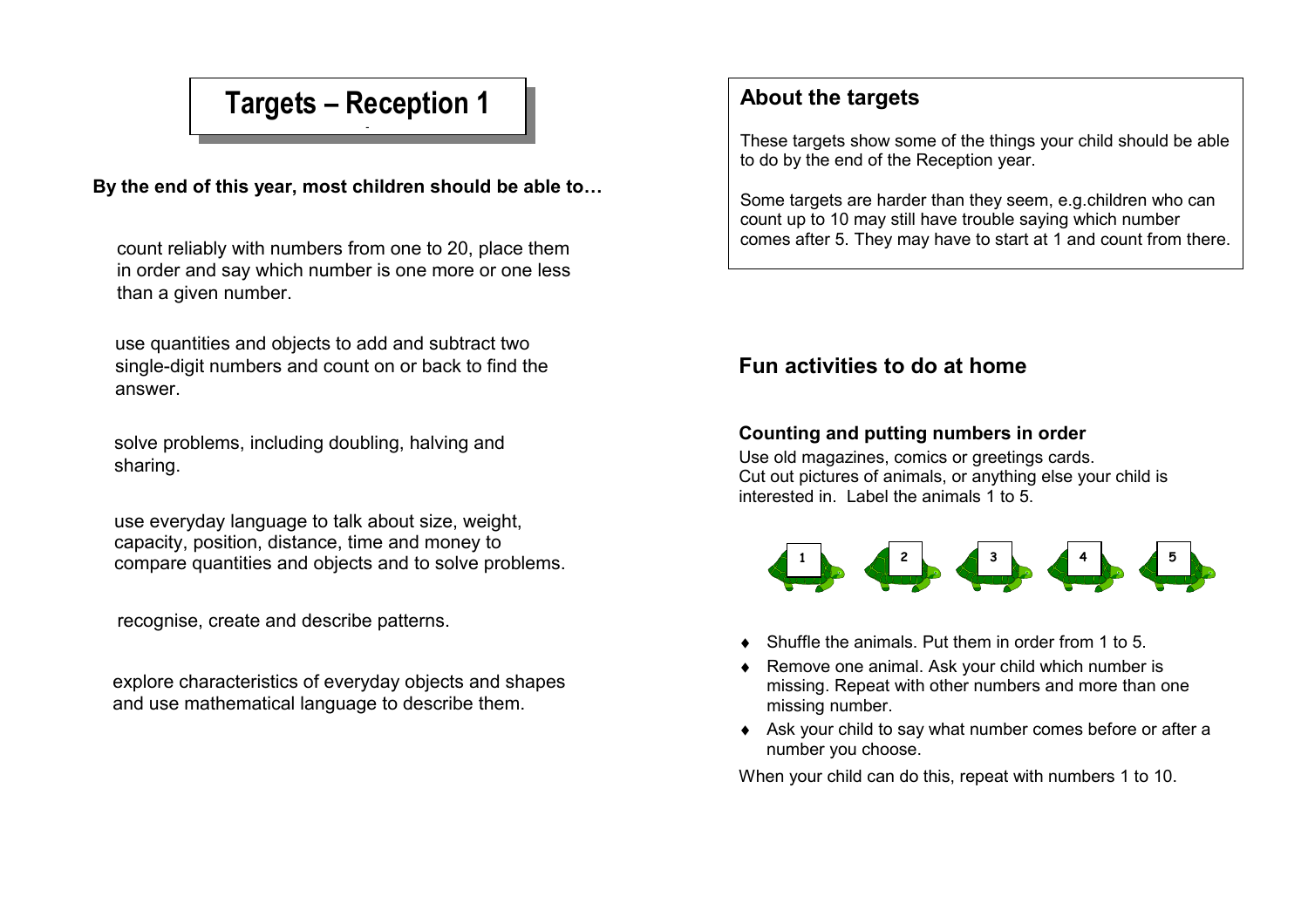# Targets – Reception 1

**By the end of this year, most children should be able to…**

count reliably with numbers from one to 20, place them in order and say which number is one more or one less than a given number.

use quantities and objects to add and subtract two single-digit numbers and count on or back to find the answer.

solve problems, including doubling, halving and sharing.

use everyday language to talk about size, weight, capacity, position, distance, time and money to compare quantities and objects and to solve problems.

recognise, create and describe patterns.

explore characteristics of everyday objects and shapes and use mathematical language to describe them.

## About the targets

These targets show some of the things your child should be able to do by the end of the Reception year.

Some targets are harder than they seem, e.g.children who can count up to 10 may still have trouble saying which number comes after 5. They may have to start at 1 and count from there.

## Fun activities to do at home

### Counting and putting numbers in order

Use old magazines, comics or greetings cards.
Cut out pictures of animals, or anything else your child is interested in. Label the animals 1 to 5.

1 2 3 4 5

- Shuffle the animals. Put them in order from 1 to 5.
- Remove one animal. Ask your child which number is missing. Repeat with other numbers and more than one missing number.
- Ask your child to say what number comes before or after a number you choose.

When your child can do this, repeat with numbers 1 to 10.